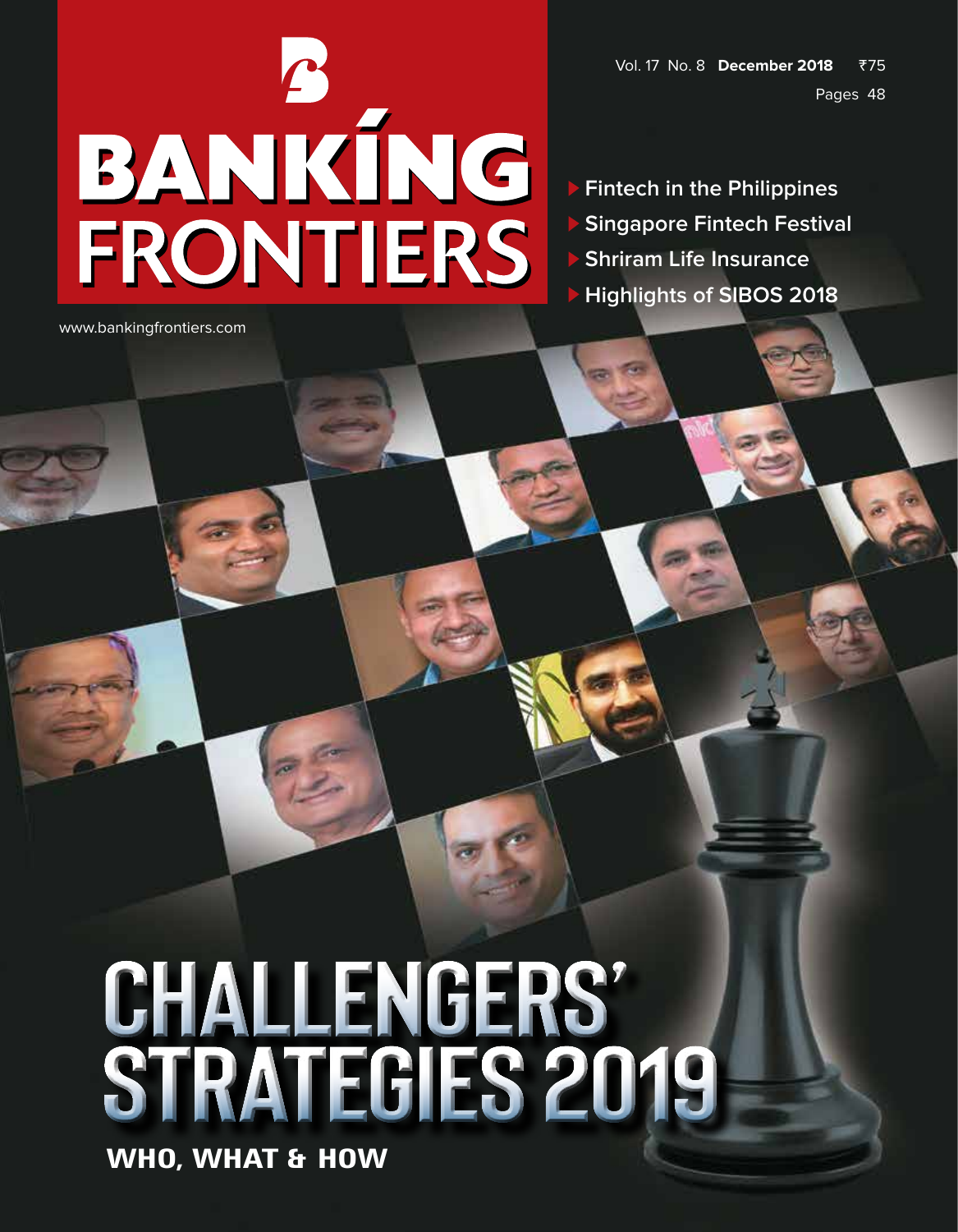# BANKING FRONTIERS

www.bankingfrontiers.com

Vol. 17 No. 8 **December 2018** ₹75

Pages 48

- **Fintech in the Philippines**
- **Singapore Fintech Festival**
- **Shriram Life Insurance**
- **Highlights of SIBOS 2018**

# CHALLENGERS' STRATEGIES 2019

**WHO, WHAT & HOW**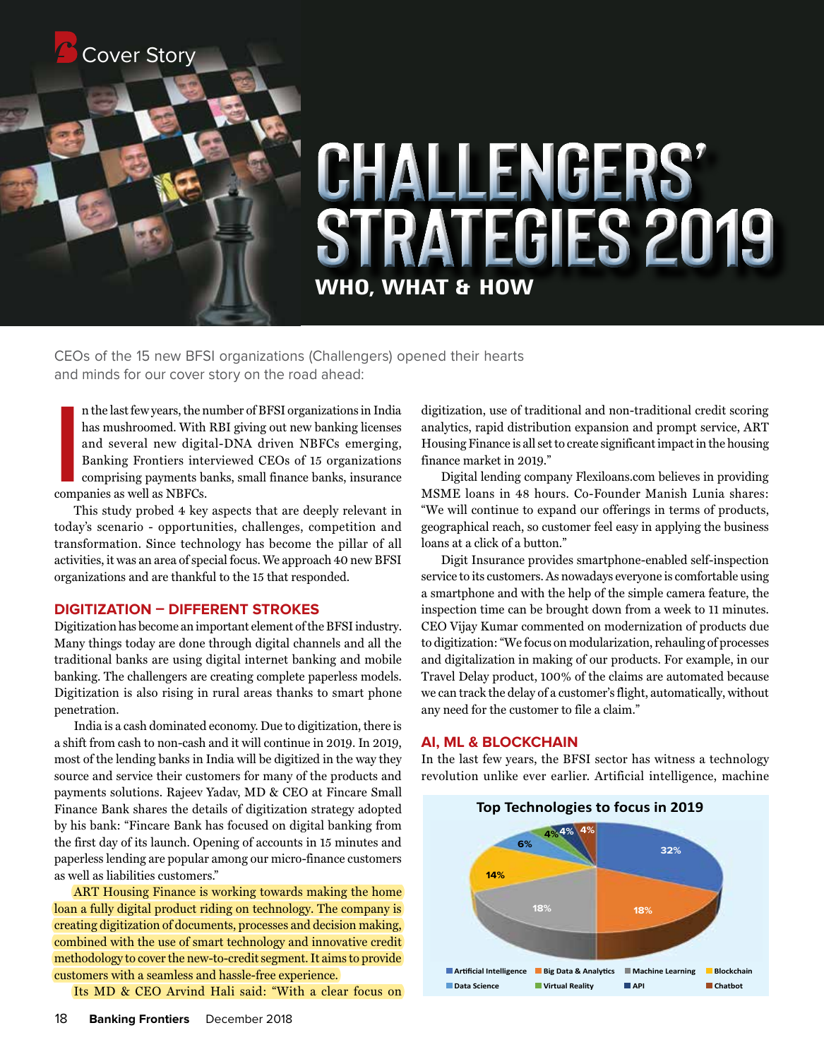Cover Story

# CHALLENGERS' STRATEGIES 2019

## WHO, WHAT & HOW

CEOs of the 15 new BFSI organizations (Challengers) opened their hearts and minds for our cover story on the road ahead:

In the last few years, the number of BFSI organizations in India has mushroomed. With RBI giving out new banking licenses and several new digital-DNA driven NBFCs emerging, Banking Frontiers interviewed CEOs of 15 organizations comprising payments banks, small finance banks, insurance companies as well as NBFCs.

This study probed 4 key aspects that are deeply relevant in today's scenario - opportunities, challenges, competition and transformation. Since technology has become the pillar of all activities, it was an area of special focus. We approach 40 new BFSI organizations and are thankful to the 15 that responded.

### DIGITIZATION – DIFFERENT STROKES

Digitization has become an important element of the BFSI industry. Many things today are done through digital channels and all the traditional banks are using digital internet banking and mobile banking. The challengers are creating complete paperless models. Digitization is also rising in rural areas thanks to smart phone penetration.

India is a cash dominated economy. Due to digitization, there is a shift from cash to non-cash and it will continue in 2019. In 2019, most of the lending banks in India will be digitized in the way they source and service their customers for many of the products and payments solutions. Rajeev Yadav, MD & CEO at Fincare Small Finance Bank shares the details of digitization strategy adopted by his bank: "Fincare Bank has focused on digital banking from the first day of its launch. Opening of accounts in 15 minutes and paperless lending are popular among our micro-finance customers as well as liabilities customers."

ART Housing Finance is working towards making the home loan a fully digital product riding on technology. The company is creating digitization of documents, processes and decision making, combined with the use of smart technology and innovative credit methodology to cover the new-to-credit segment. It aims to provide customers with a seamless and hassle-free experience.

Its MD & CEO Arvind Hali said: "With a clear focus on digitization, use of traditional and non-traditional credit scoring analytics, rapid distribution expansion and prompt service, ART Housing Finance is all set to create significant impact in the housing finance market in 2019."

Digital lending company Flexiloans.com believes in providing MSME loans in 48 hours. Co-Founder Manish Lunia shares: "We will continue to expand our offerings in terms of products, geographical reach, so customer feel easy in applying the business loans at a click of a button."

Digit Insurance provides smartphone-enabled self-inspection service to its customers. As nowadays everyone is comfortable using a smartphone and with the help of the simple camera feature, the inspection time can be brought down from a week to 11 minutes. CEO Vijay Kumar commented on modernization of products due to digitization: "We focus on modularization, rehauling of processes and digitalization in making of our products. For example, in our Travel Delay product, 100% of the claims are automated because we can track the delay of a customer's flight, automatically, without any need for the customer to file a claim."

### AI, ML & BLOCKCHAIN

In the last few years, the BFSI sector has witness a technology revolution unlike ever earlier. Artificial intelligence, machine

**Top Technologies to focus in 2019**

| Technology | Share |
|---|---|
| Artificial Intelligence | 32% |
| Big Data & Analytics | 18% |
| Machine Learning | 18% |
| Blockchain | 14% |
| Data Science | 6% |
| Virtual Reality | 4% |
| API | 4% |
| Chatbot | 4% |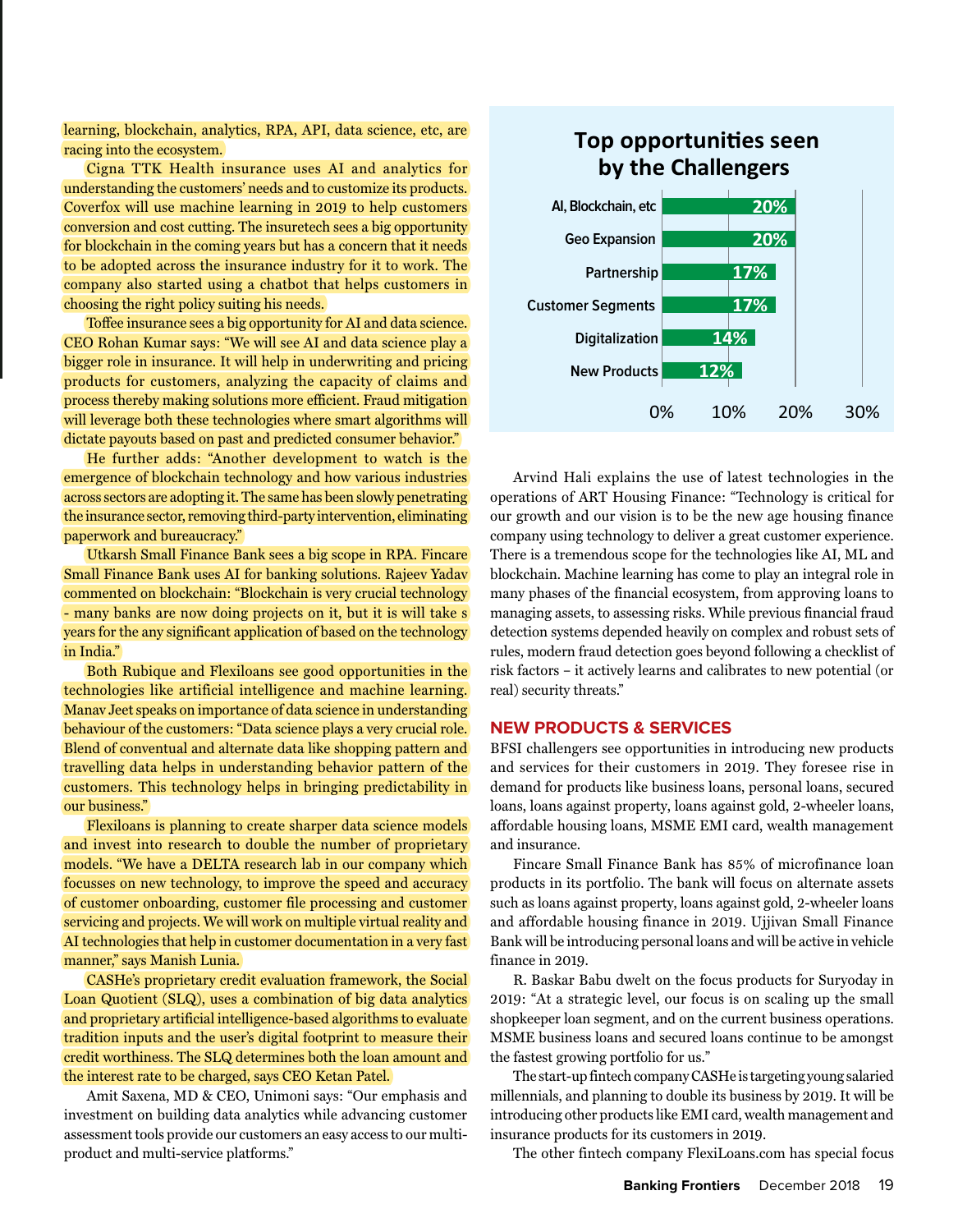learning, blockchain, analytics, RPA, API, data science, etc, are racing into the ecosystem.

Cigna TTK Health insurance uses AI and analytics for understanding the customers' needs and to customize its products. Coverfox will use machine learning in 2019 to help customers conversion and cost cutting. The insuretech sees a big opportunity for blockchain in the coming years but has a concern that it needs to be adopted across the insurance industry for it to work. The company also started using a chatbot that helps customers in choosing the right policy suiting his needs.

Toffee insurance sees a big opportunity for AI and data science. CEO Rohan Kumar says: "We will see AI and data science play a bigger role in insurance. It will help in underwriting and pricing products for customers, analyzing the capacity of claims and process thereby making solutions more efficient. Fraud mitigation will leverage both these technologies where smart algorithms will dictate payouts based on past and predicted consumer behavior."

He further adds: "Another development to watch is the emergence of blockchain technology and how various industries across sectors are adopting it. The same has been slowly penetrating the insurance sector, removing third-party intervention, eliminating paperwork and bureaucracy."

Utkarsh Small Finance Bank sees a big scope in RPA. Fincare Small Finance Bank uses AI for banking solutions. Rajeev Yadav commented on blockchain: "Blockchain is very crucial technology - many banks are now doing projects on it, but it is will take s years for the any significant application of based on the technology in India."

Both Rubique and Flexiloans see good opportunities in the technologies like artificial intelligence and machine learning. Manav Jeet speaks on importance of data science in understanding behaviour of the customers: "Data science plays a very crucial role. Blend of conventual and alternate data like shopping pattern and travelling data helps in understanding behavior pattern of the customers. This technology helps in bringing predictability in our business."

Flexiloans is planning to create sharper data science models and invest into research to double the number of proprietary models. "We have a DELTA research lab in our company which focusses on new technology, to improve the speed and accuracy of customer onboarding, customer file processing and customer servicing and projects. We will work on multiple virtual reality and AI technologies that help in customer documentation in a very fast manner," says Manish Lunia.

CASHe's proprietary credit evaluation framework, the Social Loan Quotient (SLQ), uses a combination of big data analytics and proprietary artificial intelligence-based algorithms to evaluate tradition inputs and the user's digital footprint to measure their credit worthiness. The SLQ determines both the loan amount and the interest rate to be charged, says CEO Ketan Patel.

Amit Saxena, MD & CEO, Unimoni says: "Our emphasis and investment on building data analytics while advancing customer assessment tools provide our customers an easy access to our multi-product and multi-service platforms."

**Top opportunities seen by the Challengers**

| Opportunity | Share |
|---|---|
| AI, Blockchain, etc | 20% |
| Geo Expansion | 20% |
| Partnership | 17% |
| Customer Segments | 17% |
| Digitalization | 14% |
| New Products | 12% |

Arvind Hali explains the use of latest technologies in the operations of ART Housing Finance: "Technology is critical for our growth and our vision is to be the new age housing finance company using technology to deliver a great customer experience. There is a tremendous scope for the technologies like AI, ML and blockchain. Machine learning has come to play an integral role in many phases of the financial ecosystem, from approving loans to managing assets, to assessing risks. While previous financial fraud detection systems depended heavily on complex and robust sets of rules, modern fraud detection goes beyond following a checklist of risk factors – it actively learns and calibrates to new potential (or real) security threats."

## NEW PRODUCTS & SERVICES

BFSI challengers see opportunities in introducing new products and services for their customers in 2019. They foresee rise in demand for products like business loans, personal loans, secured loans, loans against property, loans against gold, 2-wheeler loans, affordable housing loans, MSME EMI card, wealth management and insurance.

Fincare Small Finance Bank has 85% of microfinance loan products in its portfolio. The bank will focus on alternate assets such as loans against property, loans against gold, 2-wheeler loans and affordable housing finance in 2019. Ujjivan Small Finance Bank will be introducing personal loans and will be active in vehicle finance in 2019.

R. Baskar Babu dwelt on the focus products for Suryoday in 2019: "At a strategic level, our focus is on scaling up the small shopkeeper loan segment, and on the current business operations. MSME business loans and secured loans continue to be amongst the fastest growing portfolio for us."

The start-up fintech company CASHe is targeting young salaried millennials, and planning to double its business by 2019. It will be introducing other products like EMI card, wealth management and insurance products for its customers in 2019.

The other fintech company FlexiLoans.com has special focus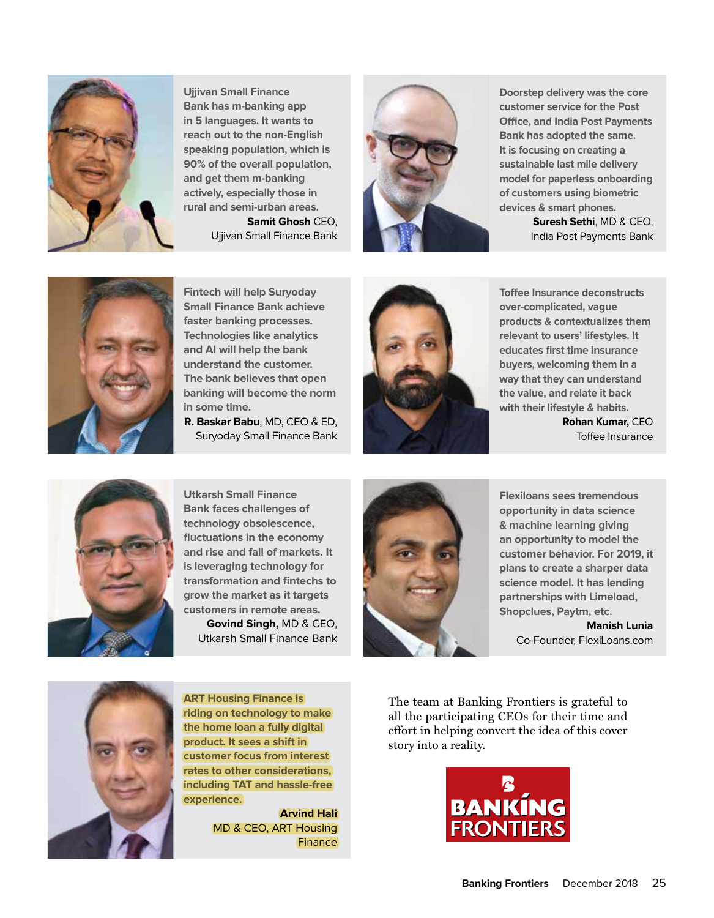Ujjivan Small Finance Bank has m-banking app in 5 languages. It wants to reach out to the non-English speaking population, which is 90% of the overall population, and get them m-banking actively, especially those in rural and semi-urban areas.

**Samit Ghosh** CEO, Ujjivan Small Finance Bank

Doorstep delivery was the core customer service for the Post Office, and India Post Payments Bank has adopted the same. It is focusing on creating a sustainable last mile delivery model for paperless onboarding of customers using biometric devices & smart phones.

**Suresh Sethi**, MD & CEO, India Post Payments Bank

Fintech will help Suryoday Small Finance Bank achieve faster banking processes. Technologies like analytics and AI will help the bank understand the customer. The bank believes that open banking will become the norm in some time.

**R. Baskar Babu**, MD, CEO & ED, Suryoday Small Finance Bank

Toffee Insurance deconstructs over-complicated, vague products & contextualizes them relevant to users' lifestyles. It educates first time insurance buyers, welcoming them in a way that they can understand the value, and relate it back with their lifestyle & habits.

**Rohan Kumar,** CEO Toffee Insurance

Utkarsh Small Finance Bank faces challenges of technology obsolescence, fluctuations in the economy and rise and fall of markets. It is leveraging technology for transformation and fintechs to grow the market as it targets customers in remote areas.

**Govind Singh,** MD & CEO, Utkarsh Small Finance Bank

Flexiloans sees tremendous opportunity in data science & machine learning giving an opportunity to model the customer behavior. For 2019, it plans to create a sharper data science model. It has lending partnerships with Limeload, Shopclues, Paytm, etc.

**Manish Lunia** Co-Founder, FlexiLoans.com

ART Housing Finance is riding on technology to make the home loan a fully digital product. It sees a shift in customer focus from interest rates to other considerations, including TAT and hassle-free experience.

**Arvind Hali** MD & CEO, ART Housing Finance

The team at Banking Frontiers is grateful to all the participating CEOs for their time and effort in helping convert the idea of this cover story into a reality.

BANKING FRONTIERS